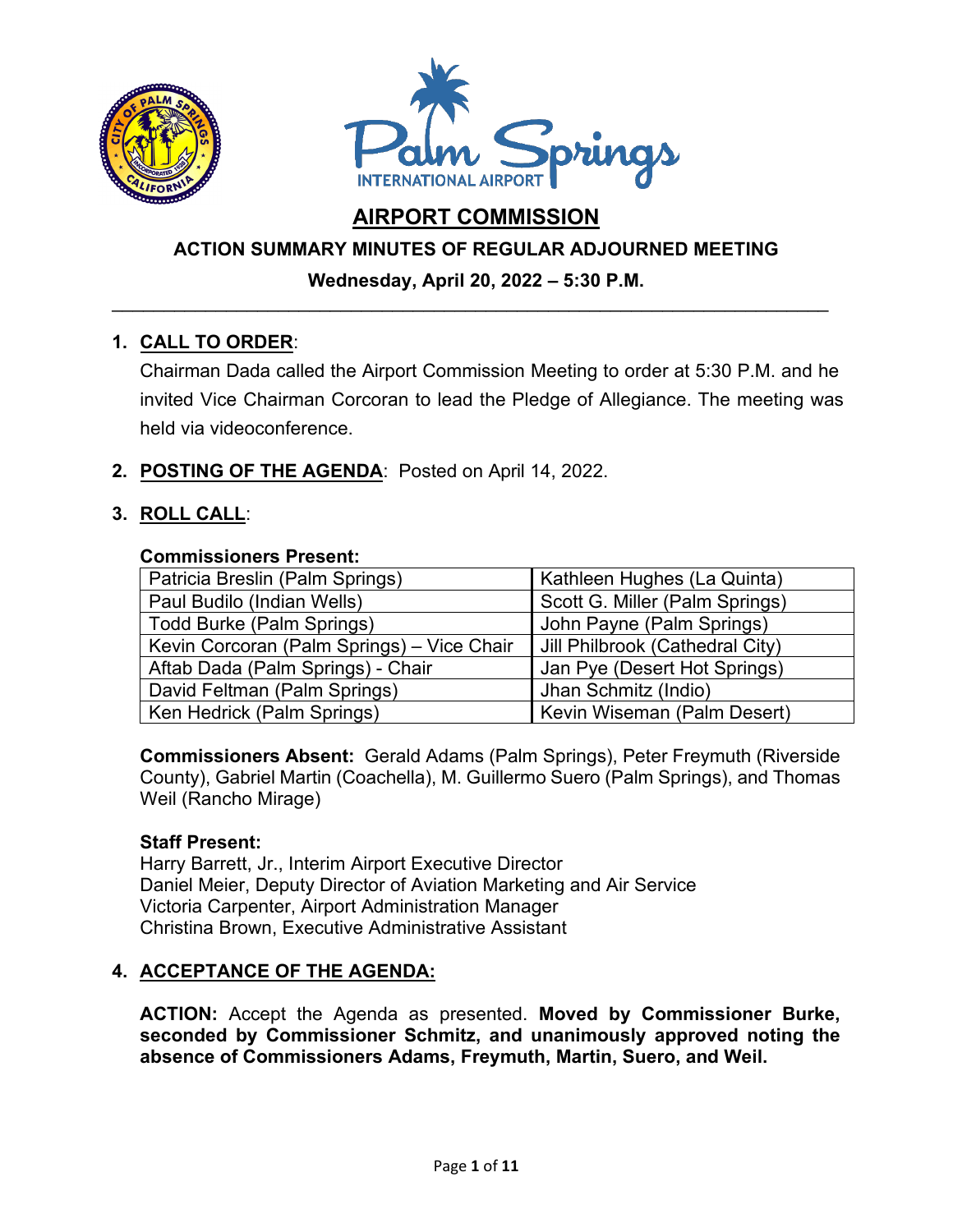# AIRPORT COMMISSION

## ACTION SUMMARY MINUTES OF REGULAR ADJOURNED MEETING

**Wednesday, April 20, 2022 – 5:30 P.M.**

---

1. **CALL TO ORDER**:
   Chairman Dada called the Airport Commission Meeting to order at 5:30 P.M. and he invited Vice Chairman Corcoran to lead the Pledge of Allegiance. The meeting was held via videoconference.

2. **POSTING OF THE AGENDA**: Posted on April 14, 2022.

3. **ROLL CALL**:

**Commissioners Present:**

| | |
|---|---|
| Patricia Breslin (Palm Springs) | Kathleen Hughes (La Quinta) |
| Paul Budilo (Indian Wells) | Scott G. Miller (Palm Springs) |
| Todd Burke (Palm Springs) | John Payne (Palm Springs) |
| Kevin Corcoran (Palm Springs) – Vice Chair | Jill Philbrook (Cathedral City) |
| Aftab Dada (Palm Springs) - Chair | Jan Pye (Desert Hot Springs) |
| David Feltman (Palm Springs) | Jhan Schmitz (Indio) |
| Ken Hedrick (Palm Springs) | Kevin Wiseman (Palm Desert) |

**Commissioners Absent:** Gerald Adams (Palm Springs), Peter Freymuth (Riverside County), Gabriel Martin (Coachella), M. Guillermo Suero (Palm Springs), and Thomas Weil (Rancho Mirage)

**Staff Present:**
Harry Barrett, Jr., Interim Airport Executive Director
Daniel Meier, Deputy Director of Aviation Marketing and Air Service
Victoria Carpenter, Airport Administration Manager
Christina Brown, Executive Administrative Assistant

4. **ACCEPTANCE OF THE AGENDA:**

**ACTION:** Accept the Agenda as presented. **Moved by Commissioner Burke, seconded by Commissioner Schmitz, and unanimously approved noting the absence of Commissioners Adams, Freymuth, Martin, Suero, and Weil.**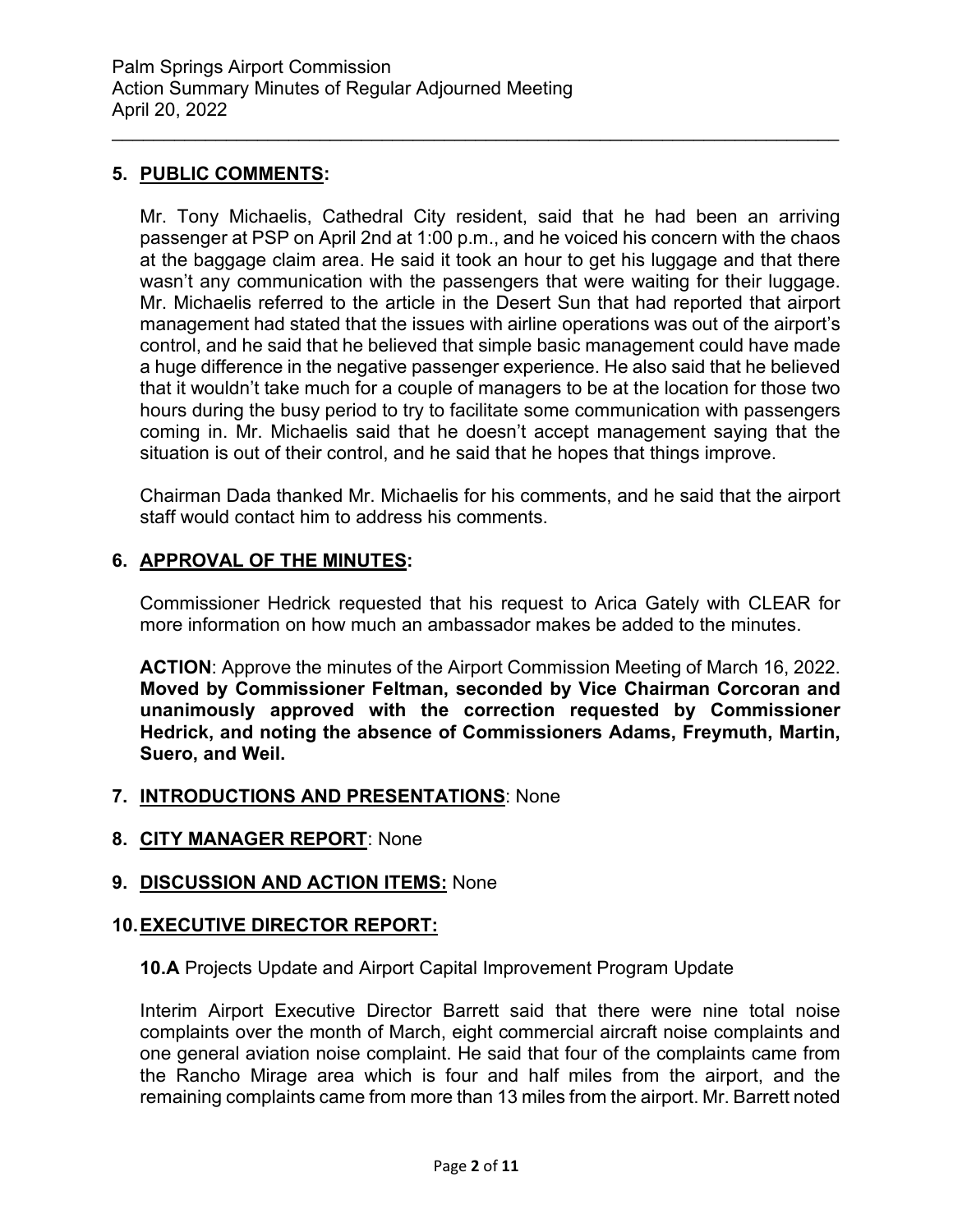## 5. PUBLIC COMMENTS:

Mr. Tony Michaelis, Cathedral City resident, said that he had been an arriving passenger at PSP on April 2nd at 1:00 p.m., and he voiced his concern with the chaos at the baggage claim area. He said it took an hour to get his luggage and that there wasn't any communication with the passengers that were waiting for their luggage. Mr. Michaelis referred to the article in the Desert Sun that had reported that airport management had stated that the issues with airline operations was out of the airport's control, and he said that he believed that simple basic management could have made a huge difference in the negative passenger experience. He also said that he believed that it wouldn't take much for a couple of managers to be at the location for those two hours during the busy period to try to facilitate some communication with passengers coming in. Mr. Michaelis said that he doesn't accept management saying that the situation is out of their control, and he said that he hopes that things improve.

Chairman Dada thanked Mr. Michaelis for his comments, and he said that the airport staff would contact him to address his comments.

## 6. APPROVAL OF THE MINUTES:

Commissioner Hedrick requested that his request to Arica Gately with CLEAR for more information on how much an ambassador makes be added to the minutes.

**ACTION**: Approve the minutes of the Airport Commission Meeting of March 16, 2022. **Moved by Commissioner Feltman, seconded by Vice Chairman Corcoran and unanimously approved with the correction requested by Commissioner Hedrick, and noting the absence of Commissioners Adams, Freymuth, Martin, Suero, and Weil.**

## 7. INTRODUCTIONS AND PRESENTATIONS: None

## 8. CITY MANAGER REPORT: None

## 9. DISCUSSION AND ACTION ITEMS: None

## 10. EXECUTIVE DIRECTOR REPORT:

**10.A** Projects Update and Airport Capital Improvement Program Update

Interim Airport Executive Director Barrett said that there were nine total noise complaints over the month of March, eight commercial aircraft noise complaints and one general aviation noise complaint. He said that four of the complaints came from the Rancho Mirage area which is four and half miles from the airport, and the remaining complaints came from more than 13 miles from the airport. Mr. Barrett noted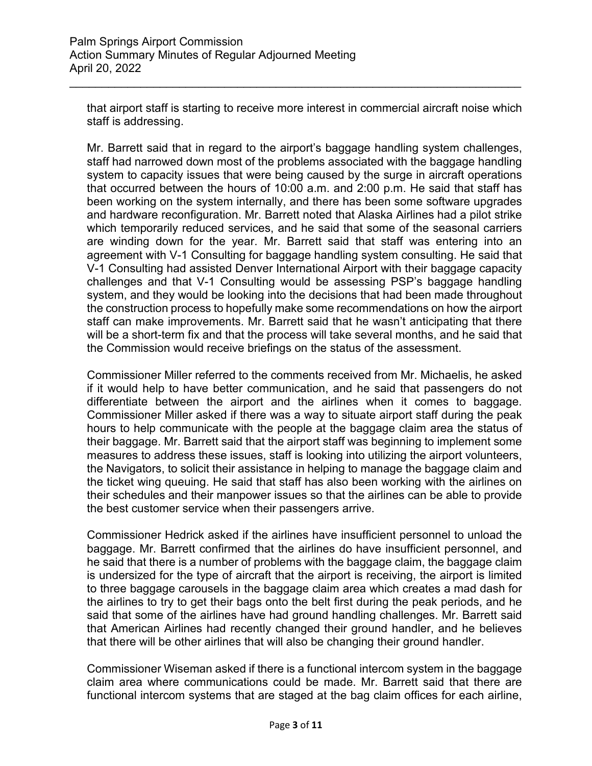that airport staff is starting to receive more interest in commercial aircraft noise which staff is addressing.

Mr. Barrett said that in regard to the airport's baggage handling system challenges, staff had narrowed down most of the problems associated with the baggage handling system to capacity issues that were being caused by the surge in aircraft operations that occurred between the hours of 10:00 a.m. and 2:00 p.m. He said that staff has been working on the system internally, and there has been some software upgrades and hardware reconfiguration. Mr. Barrett noted that Alaska Airlines had a pilot strike which temporarily reduced services, and he said that some of the seasonal carriers are winding down for the year. Mr. Barrett said that staff was entering into an agreement with V-1 Consulting for baggage handling system consulting. He said that V-1 Consulting had assisted Denver International Airport with their baggage capacity challenges and that V-1 Consulting would be assessing PSP's baggage handling system, and they would be looking into the decisions that had been made throughout the construction process to hopefully make some recommendations on how the airport staff can make improvements. Mr. Barrett said that he wasn't anticipating that there will be a short-term fix and that the process will take several months, and he said that the Commission would receive briefings on the status of the assessment.

Commissioner Miller referred to the comments received from Mr. Michaelis, he asked if it would help to have better communication, and he said that passengers do not differentiate between the airport and the airlines when it comes to baggage. Commissioner Miller asked if there was a way to situate airport staff during the peak hours to help communicate with the people at the baggage claim area the status of their baggage. Mr. Barrett said that the airport staff was beginning to implement some measures to address these issues, staff is looking into utilizing the airport volunteers, the Navigators, to solicit their assistance in helping to manage the baggage claim and the ticket wing queuing. He said that staff has also been working with the airlines on their schedules and their manpower issues so that the airlines can be able to provide the best customer service when their passengers arrive.

Commissioner Hedrick asked if the airlines have insufficient personnel to unload the baggage. Mr. Barrett confirmed that the airlines do have insufficient personnel, and he said that there is a number of problems with the baggage claim, the baggage claim is undersized for the type of aircraft that the airport is receiving, the airport is limited to three baggage carousels in the baggage claim area which creates a mad dash for the airlines to try to get their bags onto the belt first during the peak periods, and he said that some of the airlines have had ground handling challenges. Mr. Barrett said that American Airlines had recently changed their ground handler, and he believes that there will be other airlines that will also be changing their ground handler.

Commissioner Wiseman asked if there is a functional intercom system in the baggage claim area where communications could be made. Mr. Barrett said that there are functional intercom systems that are staged at the bag claim offices for each airline,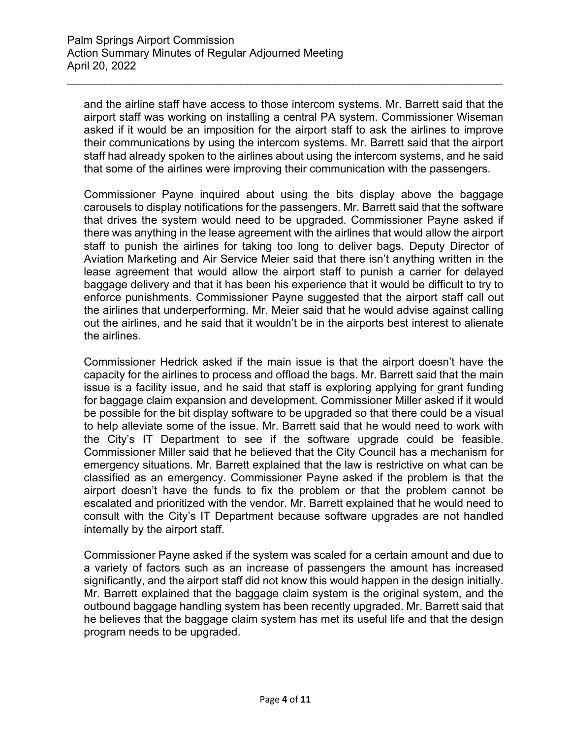and the airline staff have access to those intercom systems. Mr. Barrett said that the airport staff was working on installing a central PA system. Commissioner Wiseman asked if it would be an imposition for the airport staff to ask the airlines to improve their communications by using the intercom systems. Mr. Barrett said that the airport staff had already spoken to the airlines about using the intercom systems, and he said that some of the airlines were improving their communication with the passengers.

Commissioner Payne inquired about using the bits display above the baggage carousels to display notifications for the passengers. Mr. Barrett said that the software that drives the system would need to be upgraded. Commissioner Payne asked if there was anything in the lease agreement with the airlines that would allow the airport staff to punish the airlines for taking too long to deliver bags. Deputy Director of Aviation Marketing and Air Service Meier said that there isn't anything written in the lease agreement that would allow the airport staff to punish a carrier for delayed baggage delivery and that it has been his experience that it would be difficult to try to enforce punishments. Commissioner Payne suggested that the airport staff call out the airlines that underperforming. Mr. Meier said that he would advise against calling out the airlines, and he said that it wouldn't be in the airports best interest to alienate the airlines.

Commissioner Hedrick asked if the main issue is that the airport doesn't have the capacity for the airlines to process and offload the bags. Mr. Barrett said that the main issue is a facility issue, and he said that staff is exploring applying for grant funding for baggage claim expansion and development. Commissioner Miller asked if it would be possible for the bit display software to be upgraded so that there could be a visual to help alleviate some of the issue. Mr. Barrett said that he would need to work with the City's IT Department to see if the software upgrade could be feasible. Commissioner Miller said that he believed that the City Council has a mechanism for emergency situations. Mr. Barrett explained that the law is restrictive on what can be classified as an emergency. Commissioner Payne asked if the problem is that the airport doesn't have the funds to fix the problem or that the problem cannot be escalated and prioritized with the vendor. Mr. Barrett explained that he would need to consult with the City's IT Department because software upgrades are not handled internally by the airport staff.

Commissioner Payne asked if the system was scaled for a certain amount and due to a variety of factors such as an increase of passengers the amount has increased significantly, and the airport staff did not know this would happen in the design initially. Mr. Barrett explained that the baggage claim system is the original system, and the outbound baggage handling system has been recently upgraded. Mr. Barrett said that he believes that the baggage claim system has met its useful life and that the design program needs to be upgraded.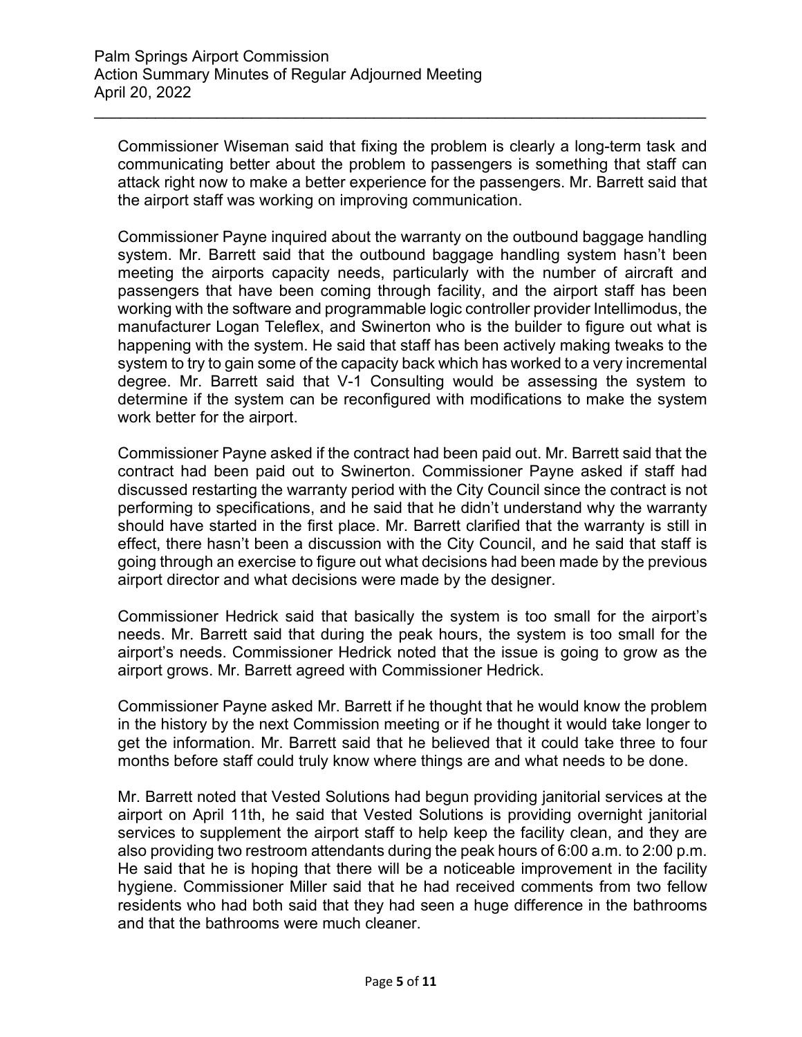Commissioner Wiseman said that fixing the problem is clearly a long-term task and communicating better about the problem to passengers is something that staff can attack right now to make a better experience for the passengers. Mr. Barrett said that the airport staff was working on improving communication.

Commissioner Payne inquired about the warranty on the outbound baggage handling system. Mr. Barrett said that the outbound baggage handling system hasn't been meeting the airports capacity needs, particularly with the number of aircraft and passengers that have been coming through facility, and the airport staff has been working with the software and programmable logic controller provider Intellimodus, the manufacturer Logan Teleflex, and Swinerton who is the builder to figure out what is happening with the system. He said that staff has been actively making tweaks to the system to try to gain some of the capacity back which has worked to a very incremental degree. Mr. Barrett said that V-1 Consulting would be assessing the system to determine if the system can be reconfigured with modifications to make the system work better for the airport.

Commissioner Payne asked if the contract had been paid out. Mr. Barrett said that the contract had been paid out to Swinerton. Commissioner Payne asked if staff had discussed restarting the warranty period with the City Council since the contract is not performing to specifications, and he said that he didn't understand why the warranty should have started in the first place. Mr. Barrett clarified that the warranty is still in effect, there hasn't been a discussion with the City Council, and he said that staff is going through an exercise to figure out what decisions had been made by the previous airport director and what decisions were made by the designer.

Commissioner Hedrick said that basically the system is too small for the airport's needs. Mr. Barrett said that during the peak hours, the system is too small for the airport's needs. Commissioner Hedrick noted that the issue is going to grow as the airport grows. Mr. Barrett agreed with Commissioner Hedrick.

Commissioner Payne asked Mr. Barrett if he thought that he would know the problem in the history by the next Commission meeting or if he thought it would take longer to get the information. Mr. Barrett said that he believed that it could take three to four months before staff could truly know where things are and what needs to be done.

Mr. Barrett noted that Vested Solutions had begun providing janitorial services at the airport on April 11th, he said that Vested Solutions is providing overnight janitorial services to supplement the airport staff to help keep the facility clean, and they are also providing two restroom attendants during the peak hours of 6:00 a.m. to 2:00 p.m. He said that he is hoping that there will be a noticeable improvement in the facility hygiene. Commissioner Miller said that he had received comments from two fellow residents who had both said that they had seen a huge difference in the bathrooms and that the bathrooms were much cleaner.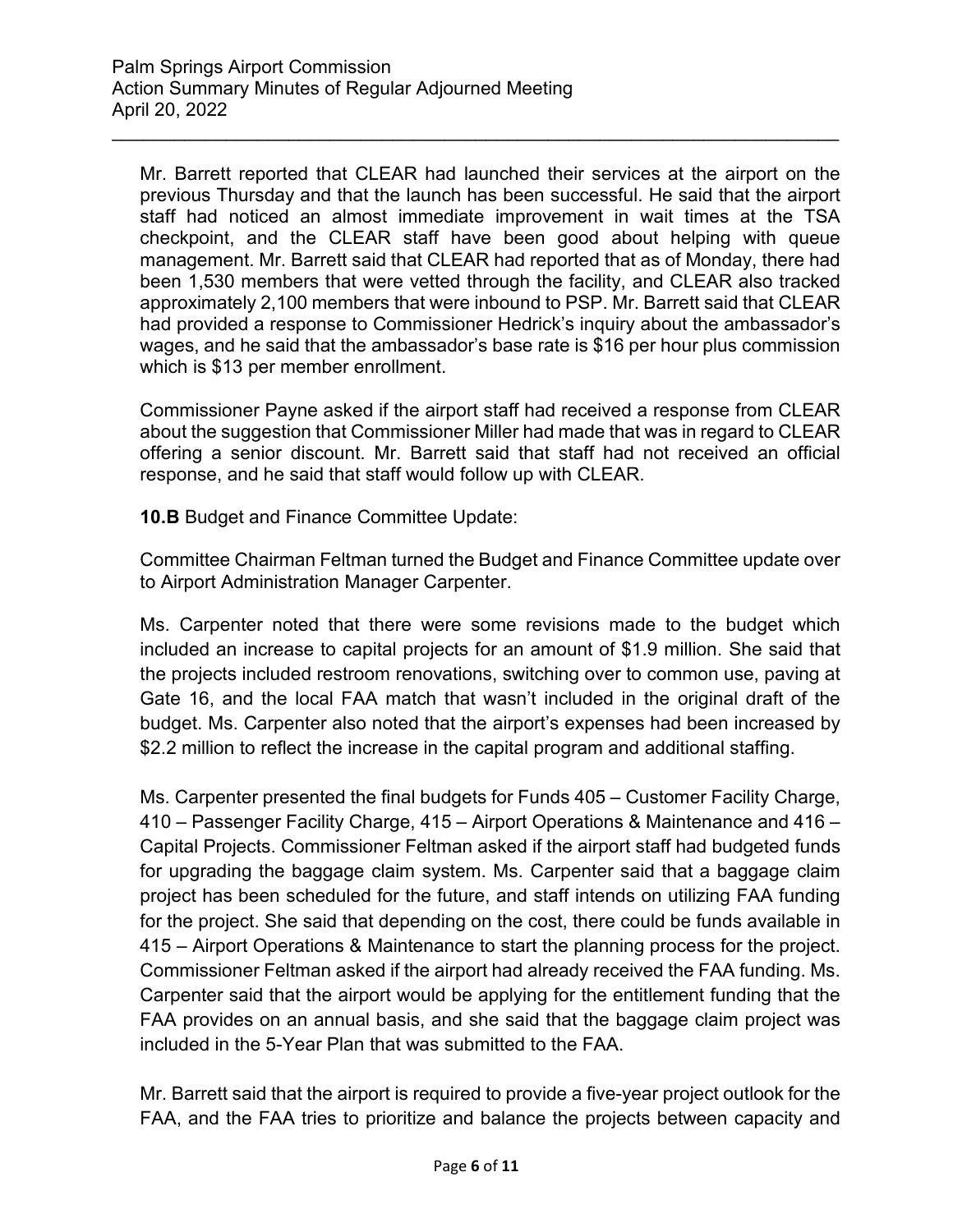Mr. Barrett reported that CLEAR had launched their services at the airport on the previous Thursday and that the launch has been successful. He said that the airport staff had noticed an almost immediate improvement in wait times at the TSA checkpoint, and the CLEAR staff have been good about helping with queue management. Mr. Barrett said that CLEAR had reported that as of Monday, there had been 1,530 members that were vetted through the facility, and CLEAR also tracked approximately 2,100 members that were inbound to PSP. Mr. Barrett said that CLEAR had provided a response to Commissioner Hedrick's inquiry about the ambassador's wages, and he said that the ambassador's base rate is $16 per hour plus commission which is $13 per member enrollment.

Commissioner Payne asked if the airport staff had received a response from CLEAR about the suggestion that Commissioner Miller had made that was in regard to CLEAR offering a senior discount. Mr. Barrett said that staff had not received an official response, and he said that staff would follow up with CLEAR.

**10.B** Budget and Finance Committee Update:

Committee Chairman Feltman turned the Budget and Finance Committee update over to Airport Administration Manager Carpenter.

Ms. Carpenter noted that there were some revisions made to the budget which included an increase to capital projects for an amount of $1.9 million. She said that the projects included restroom renovations, switching over to common use, paving at Gate 16, and the local FAA match that wasn't included in the original draft of the budget. Ms. Carpenter also noted that the airport's expenses had been increased by $2.2 million to reflect the increase in the capital program and additional staffing.

Ms. Carpenter presented the final budgets for Funds 405 – Customer Facility Charge, 410 – Passenger Facility Charge, 415 – Airport Operations & Maintenance and 416 – Capital Projects. Commissioner Feltman asked if the airport staff had budgeted funds for upgrading the baggage claim system. Ms. Carpenter said that a baggage claim project has been scheduled for the future, and staff intends on utilizing FAA funding for the project. She said that depending on the cost, there could be funds available in 415 – Airport Operations & Maintenance to start the planning process for the project. Commissioner Feltman asked if the airport had already received the FAA funding. Ms. Carpenter said that the airport would be applying for the entitlement funding that the FAA provides on an annual basis, and she said that the baggage claim project was included in the 5-Year Plan that was submitted to the FAA.

Mr. Barrett said that the airport is required to provide a five-year project outlook for the FAA, and the FAA tries to prioritize and balance the projects between capacity and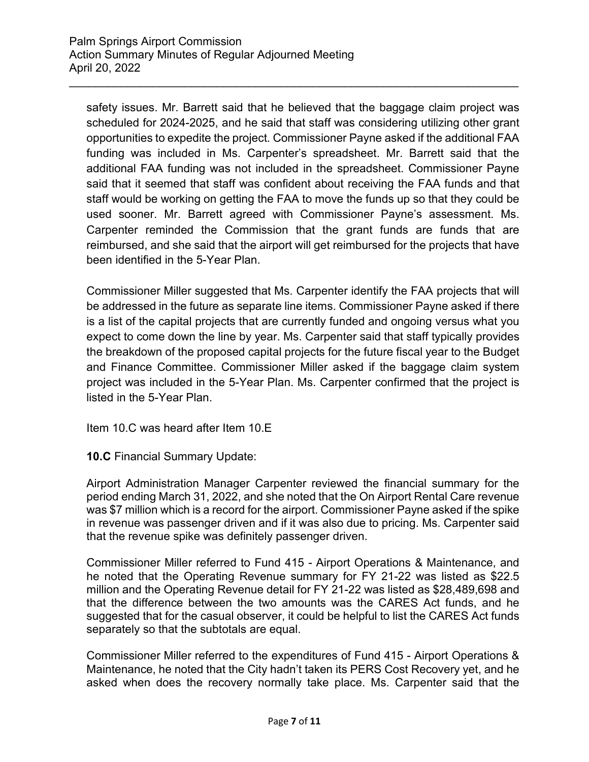safety issues. Mr. Barrett said that he believed that the baggage claim project was scheduled for 2024-2025, and he said that staff was considering utilizing other grant opportunities to expedite the project. Commissioner Payne asked if the additional FAA funding was included in Ms. Carpenter's spreadsheet. Mr. Barrett said that the additional FAA funding was not included in the spreadsheet. Commissioner Payne said that it seemed that staff was confident about receiving the FAA funds and that staff would be working on getting the FAA to move the funds up so that they could be used sooner. Mr. Barrett agreed with Commissioner Payne's assessment. Ms. Carpenter reminded the Commission that the grant funds are funds that are reimbursed, and she said that the airport will get reimbursed for the projects that have been identified in the 5-Year Plan.

Commissioner Miller suggested that Ms. Carpenter identify the FAA projects that will be addressed in the future as separate line items. Commissioner Payne asked if there is a list of the capital projects that are currently funded and ongoing versus what you expect to come down the line by year. Ms. Carpenter said that staff typically provides the breakdown of the proposed capital projects for the future fiscal year to the Budget and Finance Committee. Commissioner Miller asked if the baggage claim system project was included in the 5-Year Plan. Ms. Carpenter confirmed that the project is listed in the 5-Year Plan.

Item 10.C was heard after Item 10.E

**10.C** Financial Summary Update:

Airport Administration Manager Carpenter reviewed the financial summary for the period ending March 31, 2022, and she noted that the On Airport Rental Care revenue was $7 million which is a record for the airport. Commissioner Payne asked if the spike in revenue was passenger driven and if it was also due to pricing. Ms. Carpenter said that the revenue spike was definitely passenger driven.

Commissioner Miller referred to Fund 415 - Airport Operations & Maintenance, and he noted that the Operating Revenue summary for FY 21-22 was listed as $22.5 million and the Operating Revenue detail for FY 21-22 was listed as $28,489,698 and that the difference between the two amounts was the CARES Act funds, and he suggested that for the casual observer, it could be helpful to list the CARES Act funds separately so that the subtotals are equal.

Commissioner Miller referred to the expenditures of Fund 415 - Airport Operations & Maintenance, he noted that the City hadn't taken its PERS Cost Recovery yet, and he asked when does the recovery normally take place. Ms. Carpenter said that the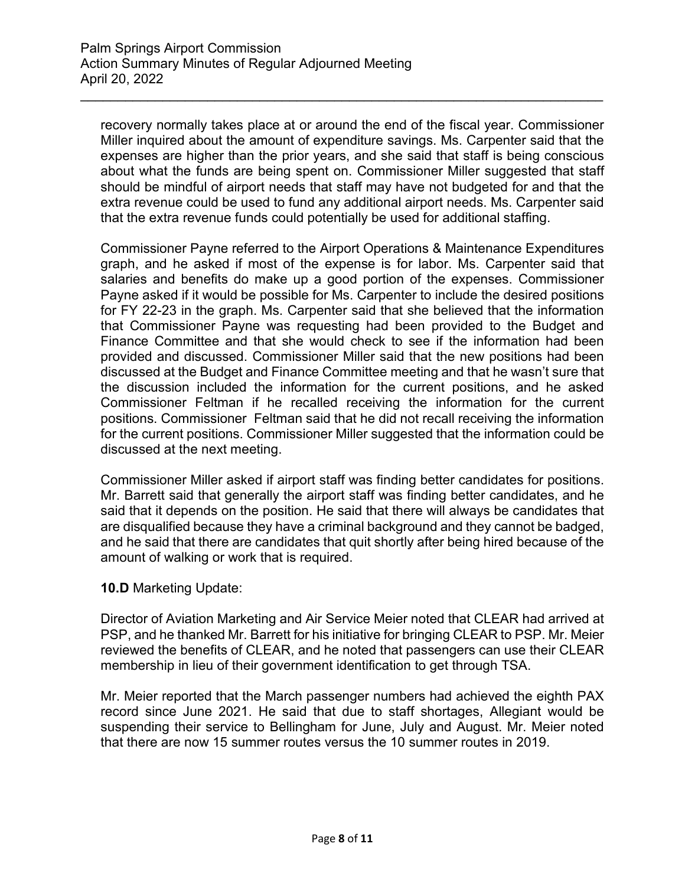recovery normally takes place at or around the end of the fiscal year. Commissioner Miller inquired about the amount of expenditure savings. Ms. Carpenter said that the expenses are higher than the prior years, and she said that staff is being conscious about what the funds are being spent on. Commissioner Miller suggested that staff should be mindful of airport needs that staff may have not budgeted for and that the extra revenue could be used to fund any additional airport needs. Ms. Carpenter said that the extra revenue funds could potentially be used for additional staffing.

Commissioner Payne referred to the Airport Operations & Maintenance Expenditures graph, and he asked if most of the expense is for labor. Ms. Carpenter said that salaries and benefits do make up a good portion of the expenses. Commissioner Payne asked if it would be possible for Ms. Carpenter to include the desired positions for FY 22-23 in the graph. Ms. Carpenter said that she believed that the information that Commissioner Payne was requesting had been provided to the Budget and Finance Committee and that she would check to see if the information had been provided and discussed. Commissioner Miller said that the new positions had been discussed at the Budget and Finance Committee meeting and that he wasn't sure that the discussion included the information for the current positions, and he asked Commissioner Feltman if he recalled receiving the information for the current positions. Commissioner Feltman said that he did not recall receiving the information for the current positions. Commissioner Miller suggested that the information could be discussed at the next meeting.

Commissioner Miller asked if airport staff was finding better candidates for positions. Mr. Barrett said that generally the airport staff was finding better candidates, and he said that it depends on the position. He said that there will always be candidates that are disqualified because they have a criminal background and they cannot be badged, and he said that there are candidates that quit shortly after being hired because of the amount of walking or work that is required.

**10.D** Marketing Update:

Director of Aviation Marketing and Air Service Meier noted that CLEAR had arrived at PSP, and he thanked Mr. Barrett for his initiative for bringing CLEAR to PSP. Mr. Meier reviewed the benefits of CLEAR, and he noted that passengers can use their CLEAR membership in lieu of their government identification to get through TSA.

Mr. Meier reported that the March passenger numbers had achieved the eighth PAX record since June 2021. He said that due to staff shortages, Allegiant would be suspending their service to Bellingham for June, July and August. Mr. Meier noted that there are now 15 summer routes versus the 10 summer routes in 2019.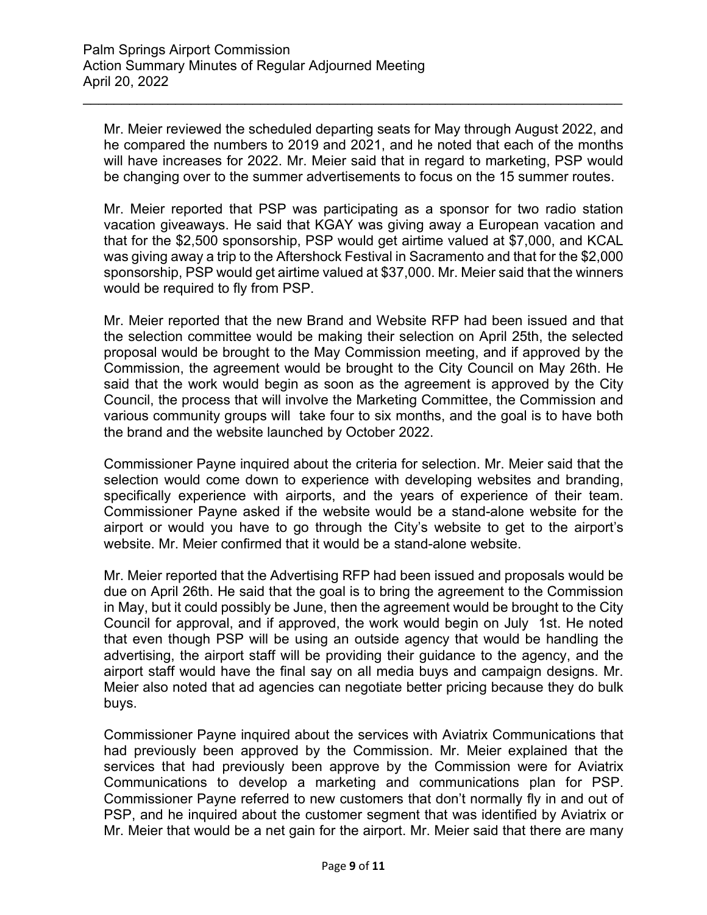Mr. Meier reviewed the scheduled departing seats for May through August 2022, and he compared the numbers to 2019 and 2021, and he noted that each of the months will have increases for 2022. Mr. Meier said that in regard to marketing, PSP would be changing over to the summer advertisements to focus on the 15 summer routes.

Mr. Meier reported that PSP was participating as a sponsor for two radio station vacation giveaways. He said that KGAY was giving away a European vacation and that for the $2,500 sponsorship, PSP would get airtime valued at $7,000, and KCAL was giving away a trip to the Aftershock Festival in Sacramento and that for the $2,000 sponsorship, PSP would get airtime valued at $37,000. Mr. Meier said that the winners would be required to fly from PSP.

Mr. Meier reported that the new Brand and Website RFP had been issued and that the selection committee would be making their selection on April 25th, the selected proposal would be brought to the May Commission meeting, and if approved by the Commission, the agreement would be brought to the City Council on May 26th. He said that the work would begin as soon as the agreement is approved by the City Council, the process that will involve the Marketing Committee, the Commission and various community groups will take four to six months, and the goal is to have both the brand and the website launched by October 2022.

Commissioner Payne inquired about the criteria for selection. Mr. Meier said that the selection would come down to experience with developing websites and branding, specifically experience with airports, and the years of experience of their team. Commissioner Payne asked if the website would be a stand-alone website for the airport or would you have to go through the City's website to get to the airport's website. Mr. Meier confirmed that it would be a stand-alone website.

Mr. Meier reported that the Advertising RFP had been issued and proposals would be due on April 26th. He said that the goal is to bring the agreement to the Commission in May, but it could possibly be June, then the agreement would be brought to the City Council for approval, and if approved, the work would begin on July 1st. He noted that even though PSP will be using an outside agency that would be handling the advertising, the airport staff will be providing their guidance to the agency, and the airport staff would have the final say on all media buys and campaign designs. Mr. Meier also noted that ad agencies can negotiate better pricing because they do bulk buys.

Commissioner Payne inquired about the services with Aviatrix Communications that had previously been approved by the Commission. Mr. Meier explained that the services that had previously been approve by the Commission were for Aviatrix Communications to develop a marketing and communications plan for PSP. Commissioner Payne referred to new customers that don't normally fly in and out of PSP, and he inquired about the customer segment that was identified by Aviatrix or Mr. Meier that would be a net gain for the airport. Mr. Meier said that there are many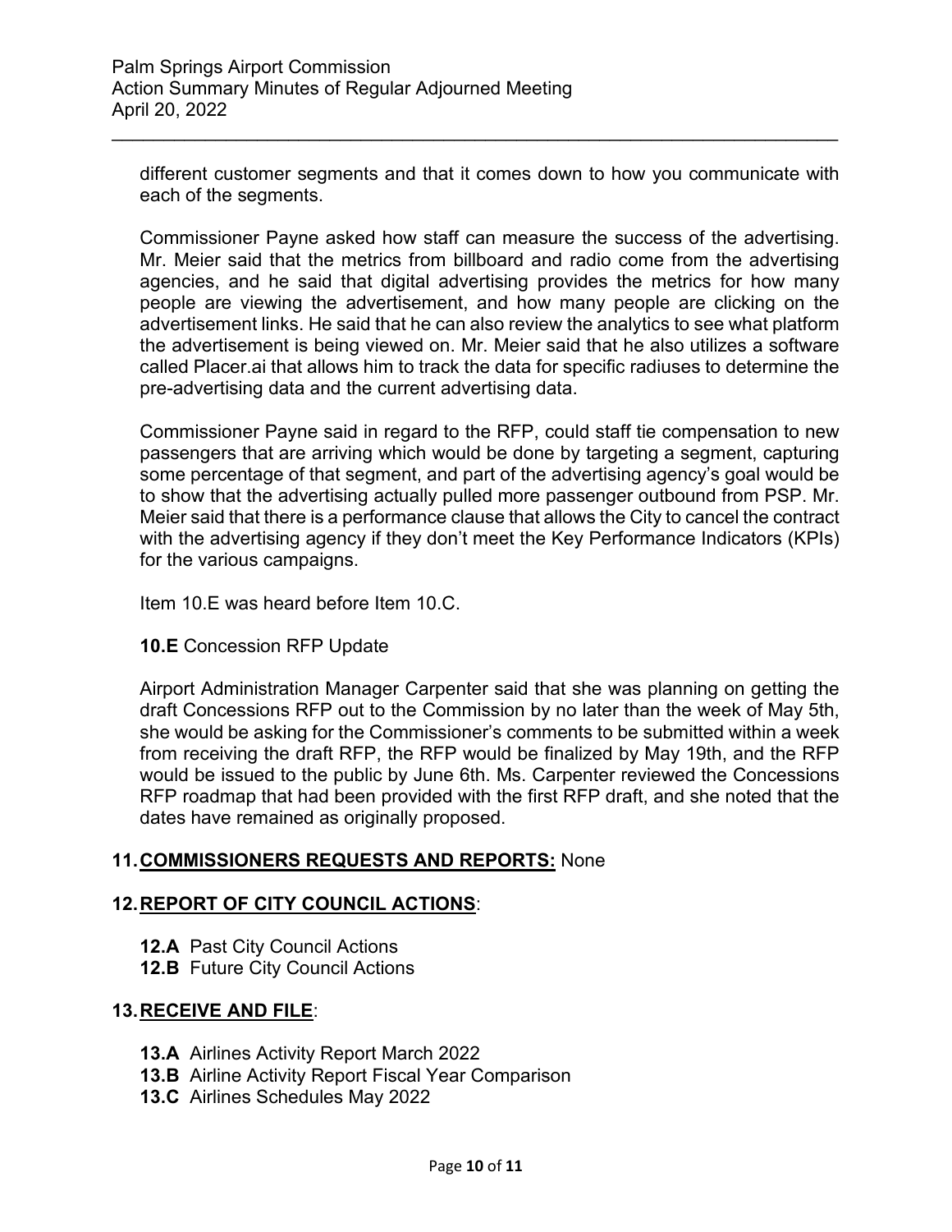different customer segments and that it comes down to how you communicate with each of the segments.

Commissioner Payne asked how staff can measure the success of the advertising. Mr. Meier said that the metrics from billboard and radio come from the advertising agencies, and he said that digital advertising provides the metrics for how many people are viewing the advertisement, and how many people are clicking on the advertisement links. He said that he can also review the analytics to see what platform the advertisement is being viewed on. Mr. Meier said that he also utilizes a software called Placer.ai that allows him to track the data for specific radiuses to determine the pre-advertising data and the current advertising data.

Commissioner Payne said in regard to the RFP, could staff tie compensation to new passengers that are arriving which would be done by targeting a segment, capturing some percentage of that segment, and part of the advertising agency's goal would be to show that the advertising actually pulled more passenger outbound from PSP. Mr. Meier said that there is a performance clause that allows the City to cancel the contract with the advertising agency if they don't meet the Key Performance Indicators (KPIs) for the various campaigns.

Item 10.E was heard before Item 10.C.

**10.E** Concession RFP Update

Airport Administration Manager Carpenter said that she was planning on getting the draft Concessions RFP out to the Commission by no later than the week of May 5th, she would be asking for the Commissioner's comments to be submitted within a week from receiving the draft RFP, the RFP would be finalized by May 19th, and the RFP would be issued to the public by June 6th. Ms. Carpenter reviewed the Concessions RFP roadmap that had been provided with the first RFP draft, and she noted that the dates have remained as originally proposed.

## 11. COMMISSIONERS REQUESTS AND REPORTS: None

## 12. REPORT OF CITY COUNCIL ACTIONS:

- **12.A** Past City Council Actions
- **12.B** Future City Council Actions

## 13. RECEIVE AND FILE:

- **13.A** Airlines Activity Report March 2022
- **13.B** Airline Activity Report Fiscal Year Comparison
- **13.C** Airlines Schedules May 2022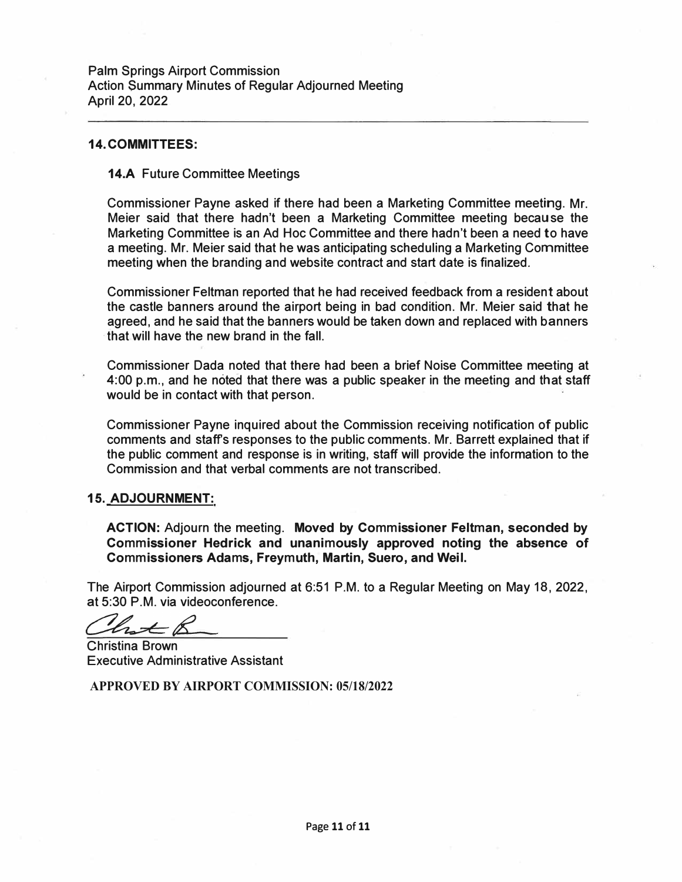## 14. COMMITTEES:

**14.A** Future Committee Meetings

Commissioner Payne asked if there had been a Marketing Committee meeting. Mr. Meier said that there hadn't been a Marketing Committee meeting because the Marketing Committee is an Ad Hoc Committee and there hadn't been a need to have a meeting. Mr. Meier said that he was anticipating scheduling a Marketing Committee meeting when the branding and website contract and start date is finalized.

Commissioner Feltman reported that he had received feedback from a resident about the castle banners around the airport being in bad condition. Mr. Meier said that he agreed, and he said that the banners would be taken down and replaced with banners that will have the new brand in the fall.

Commissioner Dada noted that there had been a brief Noise Committee meeting at 4:00 p.m., and he noted that there was a public speaker in the meeting and that staff would be in contact with that person.

Commissioner Payne inquired about the Commission receiving notification of public comments and staff's responses to the public comments. Mr. Barrett explained that if the public comment and response is in writing, staff will provide the information to the Commission and that verbal comments are not transcribed.

## 15. ADJOURNMENT:

**ACTION:** Adjourn the meeting. **Moved by Commissioner Feltman, seconded by Commissioner Hedrick and unanimously approved noting the absence of Commissioners Adams, Freymuth, Martin, Suero, and Weil.**

The Airport Commission adjourned at 6:51 P.M. to a Regular Meeting on May 18, 2022, at 5:30 P.M. via videoconference.

Christina Brown
Executive Administrative Assistant

**APPROVED BY AIRPORT COMMISSION: 05/18/2022**